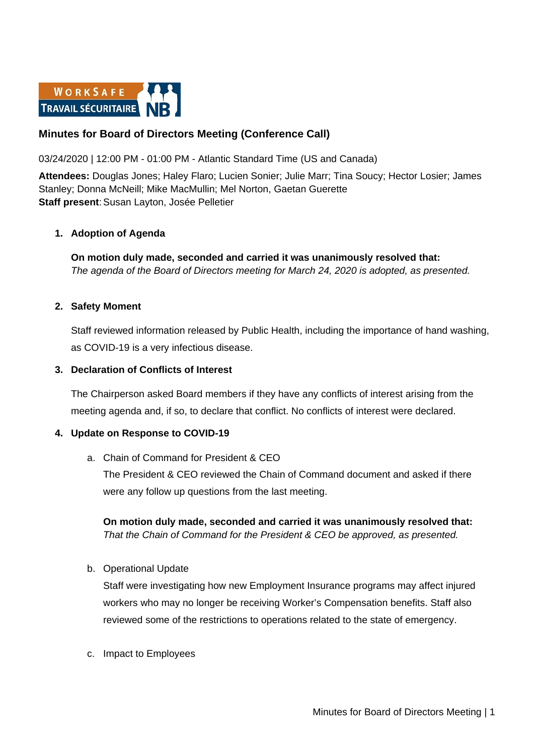WORKSAFE TRAVAIL SÉCURITAIRE NB

# Minutes for Board of Directors Meeting (Conference Call)

03/24/2020 | 12:00 PM - 01:00 PM - Atlantic Standard Time (US and Canada)

**Attendees:** Douglas Jones; Haley Flaro; Lucien Sonier; Julie Marr; Tina Soucy; Hector Losier; James Stanley; Donna McNeill; Mike MacMullin; Mel Norton, Gaetan Guerette
**Staff present**: Susan Layton, Josée Pelletier

1. **Adoption of Agenda**

   **On motion duly made, seconded and carried it was unanimously resolved that:**
   *The agenda of the Board of Directors meeting for March 24, 2020 is adopted, as presented.*

2. **Safety Moment**

   Staff reviewed information released by Public Health, including the importance of hand washing, as COVID-19 is a very infectious disease.

3. **Declaration of Conflicts of Interest**

   The Chairperson asked Board members if they have any conflicts of interest arising from the meeting agenda and, if so, to declare that conflict. No conflicts of interest were declared.

4. **Update on Response to COVID-19**

   a. Chain of Command for President & CEO
      The President & CEO reviewed the Chain of Command document and asked if there were any follow up questions from the last meeting.

      **On motion duly made, seconded and carried it was unanimously resolved that:**
      *That the Chain of Command for the President & CEO be approved, as presented.*

   b. Operational Update
      Staff were investigating how new Employment Insurance programs may affect injured workers who may no longer be receiving Worker's Compensation benefits. Staff also reviewed some of the restrictions to operations related to the state of emergency.

   c. Impact to Employees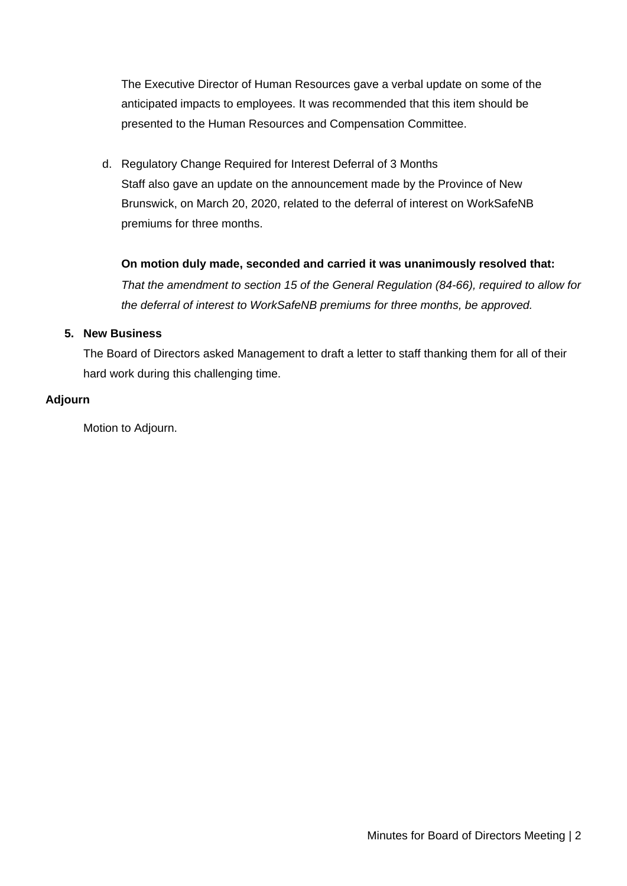The Executive Director of Human Resources gave a verbal update on some of the anticipated impacts to employees. It was recommended that this item should be presented to the Human Resources and Compensation Committee.

d. Regulatory Change Required for Interest Deferral of 3 Months
Staff also gave an update on the announcement made by the Province of New Brunswick, on March 20, 2020, related to the deferral of interest on WorkSafeNB premiums for three months.

**On motion duly made, seconded and carried it was unanimously resolved that:**
*That the amendment to section 15 of the General Regulation (84-66), required to allow for the deferral of interest to WorkSafeNB premiums for three months, be approved.*

**5. New Business**

The Board of Directors asked Management to draft a letter to staff thanking them for all of their hard work during this challenging time.

**Adjourn**

Motion to Adjourn.